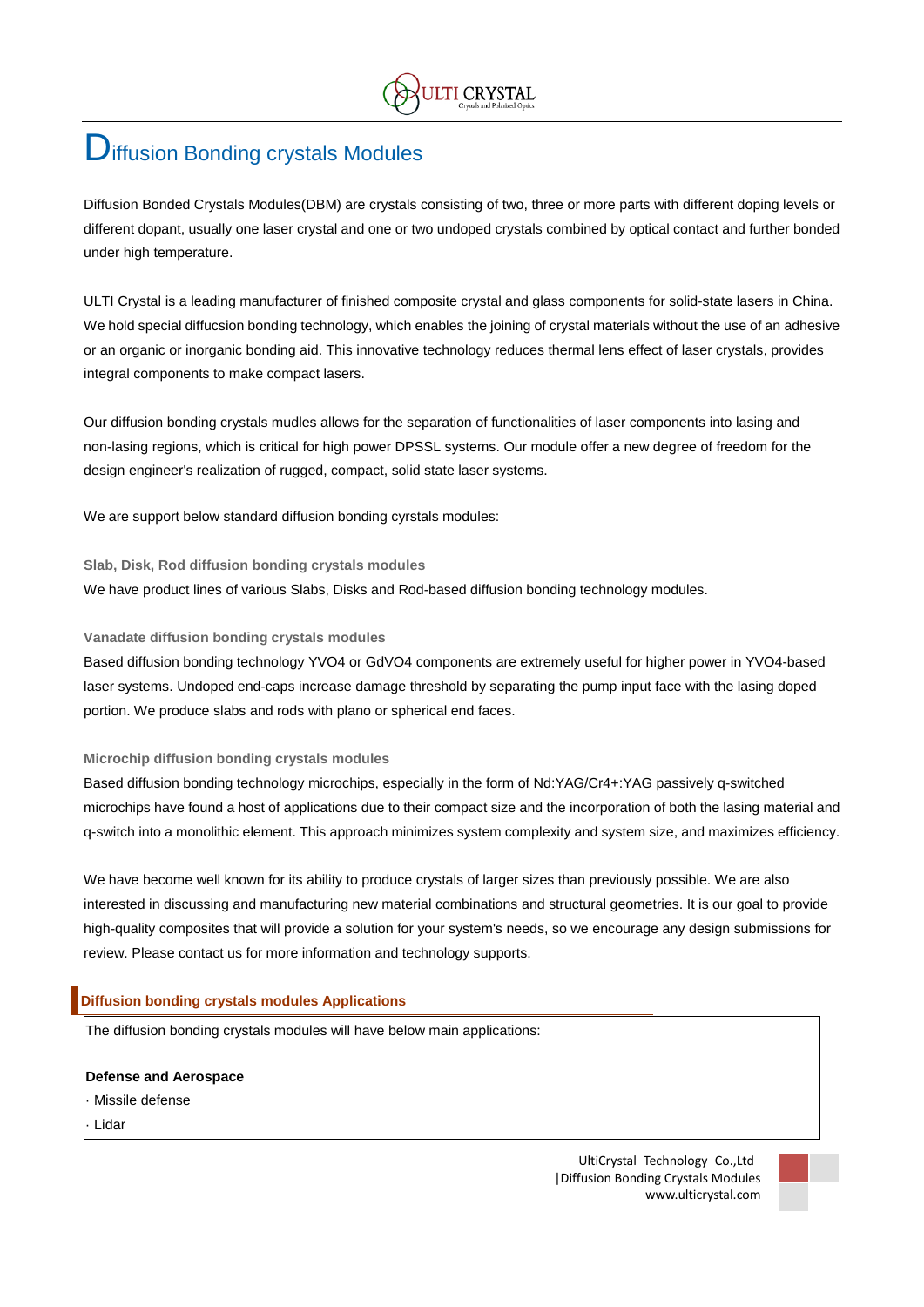# Diffusion Bonding crystals Modules

Diffusion Bonded Crystals Modules(DBM) are crystals consisting of two, three or more parts with different doping levels or different dopant, usually one laser crystal and one or two undoped crystals combined by optical contact and further bonded under high temperature.

ULTI Crystal is a leading manufacturer of finished composite crystal and glass components for solid-state lasers in China. We hold special diffucsion bonding technology, which enables the joining of crystal materials without the use of an adhesive or an organic or inorganic bonding aid. This innovative technology reduces thermal lens effect of laser crystals, provides integral components to make compact lasers.

Our diffusion bonding crystals mudles allows for the separation of functionalities of laser components into lasing and non-lasing regions, which is critical for high power DPSSL systems. Our module offer a new degree of freedom for the design engineer's realization of rugged, compact, solid state laser systems.

We are support below standard diffusion bonding cyrstals modules:

### Slab, Disk, Rod diffusion bonding crystals modules

We have product lines of various Slabs, Disks and Rod-based diffusion bonding technology modules.

### Vanadate diffusion bonding crystals modules

Based diffusion bonding technology $YVO_4$ or $GdVO_4$ components are extremely useful for higher power in $YVO_4$-based laser systems. Undoped end-caps increase damage threshold by separating the pump input face with the lasing doped portion. We produce slabs and rods with plano or spherical end faces.

### Microchip diffusion bonding crystals modules

Based diffusion bonding technology microchips, especially in the form of Nd:YAG/$Cr^{4+}$:YAG passively q-switched microchips have found a host of applications due to their compact size and the incorporation of both the lasing material and q-switch into a monolithic element. This approach minimizes system complexity and system size, and maximizes efficiency.

We have become well known for its ability to produce crystals of larger sizes than previously possible. We are also interested in discussing and manufacturing new material combinations and structural geometries. It is our goal to provide high-quality composites that will provide a solution for your system's needs, so we encourage any design submissions for review. Please contact us for more information and technology supports.

## Diffusion bonding crystals modules Applications

The diffusion bonding crystals modules will have below main applications:

**Defense and Aerospace**

- Missile defense
- Lidar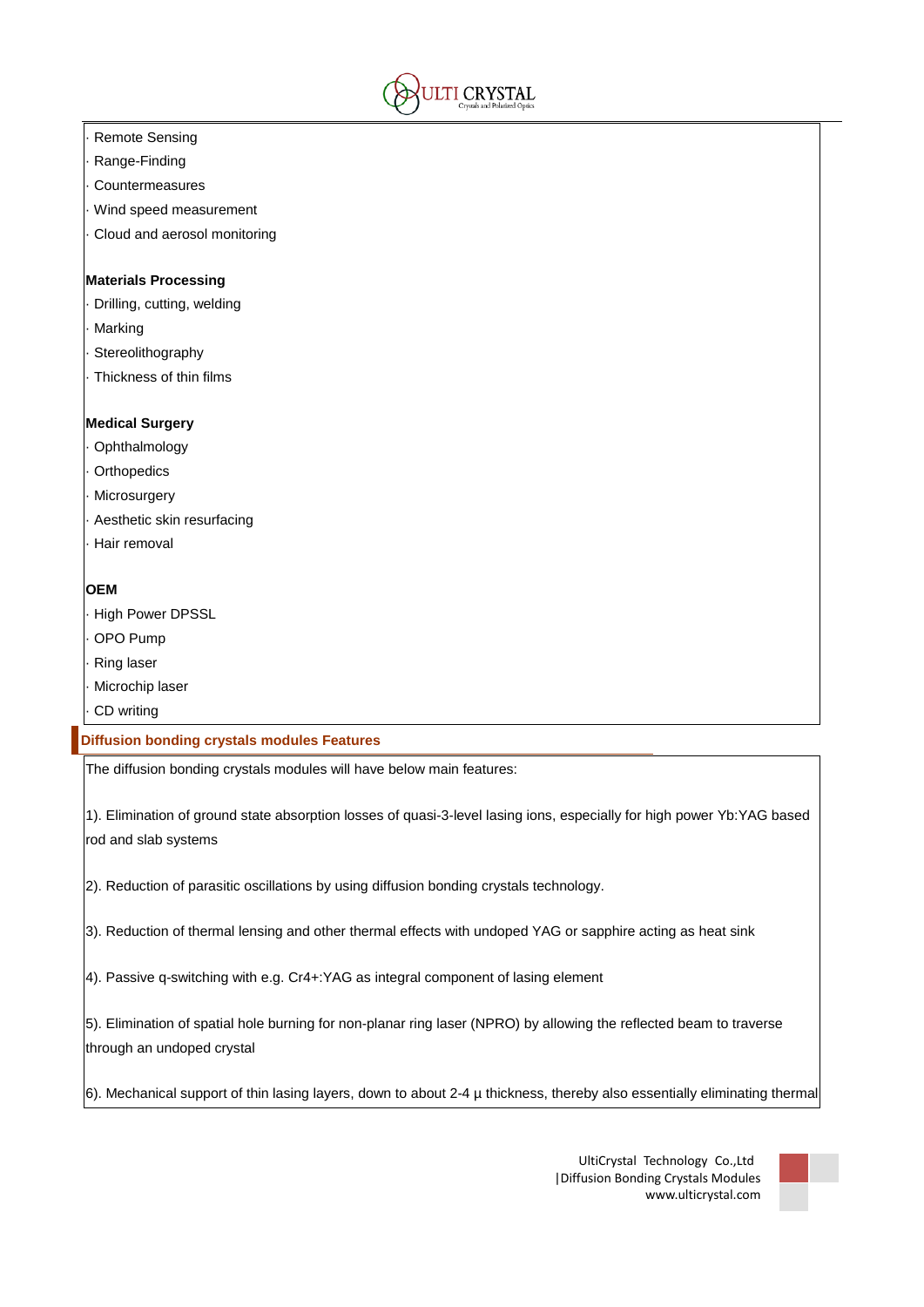· Remote Sensing
· Range-Finding
· Countermeasures
· Wind speed measurement
· Cloud and aerosol monitoring

**Materials Processing**

· Drilling, cutting, welding
· Marking
· Stereolithography
· Thickness of thin films

**Medical Surgery**

· Ophthalmology
· Orthopedics
· Microsurgery
· Aesthetic skin resurfacing
· Hair removal

**OEM**

· High Power DPSSL
· OPO Pump
· Ring laser
· Microchip laser
· CD writing

## Diffusion bonding crystals modules Features

The diffusion bonding crystals modules will have below main features:

1). Elimination of ground state absorption losses of quasi-3-level lasing ions, especially for high power Yb:YAG based rod and slab systems

2). Reduction of parasitic oscillations by using diffusion bonding crystals technology.

3). Reduction of thermal lensing and other thermal effects with undoped YAG or sapphire acting as heat sink

4). Passive q-switching with e.g. $Cr^{4+}$:YAG as integral component of lasing element

5). Elimination of spatial hole burning for non-planar ring laser (NPRO) by allowing the reflected beam to traverse through an undoped crystal

6). Mechanical support of thin lasing layers, down to about 2-4 µ thickness, thereby also essentially eliminating thermal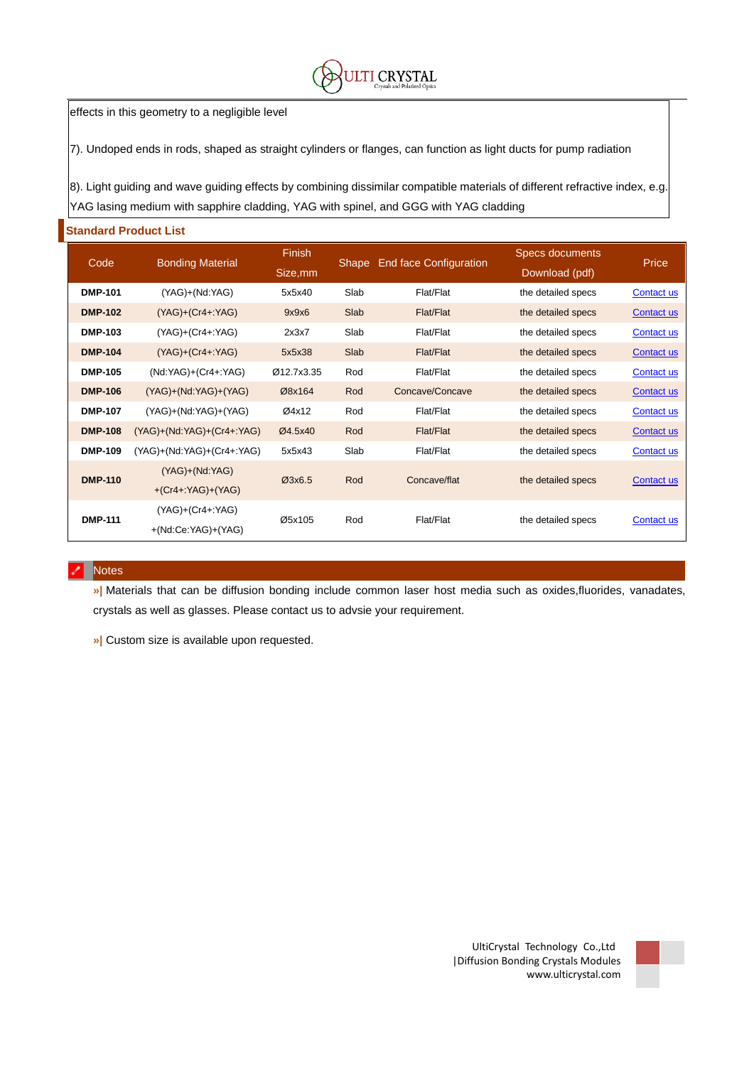effects in this geometry to a negligible level

7). Undoped ends in rods, shaped as straight cylinders or flanges, can function as light ducts for pump radiation

8). Light guiding and wave guiding effects by combining dissimilar compatible materials of different refractive index, e.g. YAG lasing medium with sapphire cladding, YAG with spinel, and GGG with YAG cladding

## Standard Product List

| Code | Bonding Material | Finish Size,mm | Shape | End face Configuration | Specs documents Download (pdf) | Price |
|---|---|---|---|---|---|---|
| **DMP-101** | (YAG)+(Nd:YAG) | 5x5x40 | Slab | Flat/Flat | the detailed specs | Contact us |
| **DMP-102** | (YAG)+(Cr4+:YAG) | 9x9x6 | Slab | Flat/Flat | the detailed specs | Contact us |
| **DMP-103** | (YAG)+(Cr4+:YAG) | 2x3x7 | Slab | Flat/Flat | the detailed specs | Contact us |
| **DMP-104** | (YAG)+(Cr4+:YAG) | 5x5x38 | Slab | Flat/Flat | the detailed specs | Contact us |
| **DMP-105** | (Nd:YAG)+(Cr4+:YAG) | Ø12.7x3.35 | Rod | Flat/Flat | the detailed specs | Contact us |
| **DMP-106** | (YAG)+(Nd:YAG)+(YAG) | Ø8x164 | Rod | Concave/Concave | the detailed specs | Contact us |
| **DMP-107** | (YAG)+(Nd:YAG)+(YAG) | Ø4x12 | Rod | Flat/Flat | the detailed specs | Contact us |
| **DMP-108** | (YAG)+(Nd:YAG)+(Cr4+:YAG) | Ø4.5x40 | Rod | Flat/Flat | the detailed specs | Contact us |
| **DMP-109** | (YAG)+(Nd:YAG)+(Cr4+:YAG) | 5x5x43 | Slab | Flat/Flat | the detailed specs | Contact us |
| **DMP-110** | (YAG)+(Nd:YAG) +(Cr4+:YAG)+(YAG) | Ø3x6.5 | Rod | Concave/flat | the detailed specs | Contact us |
| **DMP-111** | (YAG)+(Cr4+:YAG) +(Nd:Ce:YAG)+(YAG) | Ø5x105 | Rod | Flat/Flat | the detailed specs | Contact us |

## Notes

»| Materials that can be diffusion bonding include common laser host media such as oxides,fluorides, vanadates, crystals as well as glasses. Please contact us to advsie your requirement.

»| Custom size is available upon requested.

UltiCrystal Technology Co.,Ltd
|Diffusion Bonding Crystals Modules
www.ulticrystal.com